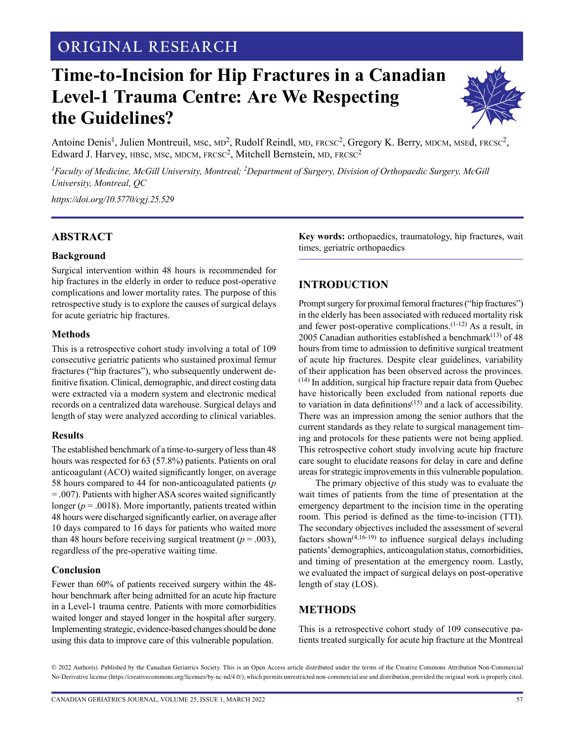ORIGINAL RESEARCH

# Time-to-Incision for Hip Fractures in a Canadian Level-1 Trauma Centre: Are We Respecting the Guidelines?

Antoine Denis[1], Julien Montreuil, MSc, MD[2], Rudolf Reindl, MD, FRCSC[2], Gregory K. Berry, MDCM, MSEd, FRCSC[2], Edward J. Harvey, HBSc, MSc, MDCM, FRCSC[2], Mitchell Bernstein, MD, FRCSC[2]

*[1]Faculty of Medicine, McGill University, Montreal; [2]Department of Surgery, Division of Orthopaedic Surgery, McGill University, Montreal, QC*

*https://doi.org/10.5770/cgj.25.529*

## ABSTRACT

### Background

Surgical intervention within 48 hours is recommended for hip fractures in the elderly in order to reduce post-operative complications and lower mortality rates. The purpose of this retrospective study is to explore the causes of surgical delays for acute geriatric hip fractures.

### Methods

This is a retrospective cohort study involving a total of 109 consecutive geriatric patients who sustained proximal femur fractures ("hip fractures"), who subsequently underwent definitive fixation. Clinical, demographic, and direct costing data were extracted via a modern system and electronic medical records on a centralized data warehouse. Surgical delays and length of stay were analyzed according to clinical variables.

### Results

The established benchmark of a time-to-surgery of less than 48 hours was respected for 63 (57.8%) patients. Patients on oral anticoagulant (ACO) waited significantly longer, on average 58 hours compared to 44 for non-anticoagulated patients ($p = .007$). Patients with higher ASA scores waited significantly longer ($p = .0018$). More importantly, patients treated within 48 hours were discharged significantly earlier, on average after 10 days compared to 16 days for patients who waited more than 48 hours before receiving surgical treatment ($p = .003$), regardless of the pre-operative waiting time.

### Conclusion

Fewer than 60% of patients received surgery within the 48-hour benchmark after being admitted for an acute hip fracture in a Level-1 trauma centre. Patients with more comorbidities waited longer and stayed longer in the hospital after surgery. Implementing strategic, evidence-based changes should be done using this data to improve care of this vulnerable population.

**Key words:** orthopaedics, traumatology, hip fractures, wait times, geriatric orthopaedics

## INTRODUCTION

Prompt surgery for proximal femoral fractures ("hip fractures") in the elderly has been associated with reduced mortality risk and fewer post-operative complications.[1-12] As a result, in 2005 Canadian authorities established a benchmark[13] of 48 hours from time to admission to definitive surgical treatment of acute hip fractures. Despite clear guidelines, variability of their application has been observed across the provinces.[14] In addition, surgical hip fracture repair data from Quebec have historically been excluded from national reports due to variation in data definitions[15] and a lack of accessibility. There was an impression among the senior authors that the current standards as they relate to surgical management timing and protocols for these patients were not being applied. This retrospective cohort study involving acute hip fracture care sought to elucidate reasons for delay in care and define areas for strategic improvements in this vulnerable population.

The primary objective of this study was to evaluate the wait times of patients from the time of presentation at the emergency department to the incision time in the operating room. This period is defined as the time-to-incision (TTI). The secondary objectives included the assessment of several factors shown[4,16-19] to influence surgical delays including patients' demographics, anticoagulation status, comorbidities, and timing of presentation at the emergency room. Lastly, we evaluated the impact of surgical delays on post-operative length of stay (LOS).

## METHODS

This is a retrospective cohort study of 109 consecutive patients treated surgically for acute hip fracture at the Montreal

© 2022 Author(s). Published by the Canadian Geriatrics Society. This is an Open Access article distributed under the terms of the Creative Commons Attribution Non-Commercial No-Derivative license (https://creativecommons.org/licenses/by-nc-nd/4.0/), which permits unrestricted non-commercial use and distribution, provided the original work is properly cited.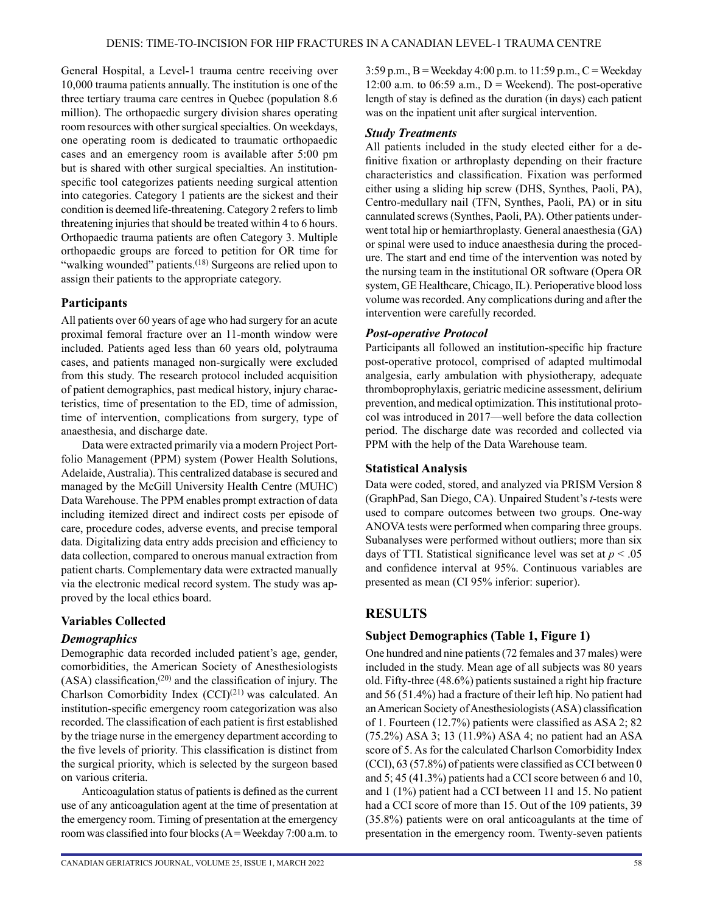General Hospital, a Level-1 trauma centre receiving over 10,000 trauma patients annually. The institution is one of the three tertiary trauma care centres in Quebec (population 8.6 million). The orthopaedic surgery division shares operating room resources with other surgical specialties. On weekdays, one operating room is dedicated to traumatic orthopaedic cases and an emergency room is available after 5:00 pm but is shared with other surgical specialties. An institution-specific tool categorizes patients needing surgical attention into categories. Category 1 patients are the sickest and their condition is deemed life-threatening. Category 2 refers to limb threatening injuries that should be treated within 4 to 6 hours. Orthopaedic trauma patients are often Category 3. Multiple orthopaedic groups are forced to petition for OR time for "walking wounded" patients.[18] Surgeons are relied upon to assign their patients to the appropriate category.

## Participants

All patients over 60 years of age who had surgery for an acute proximal femoral fracture over an 11-month window were included. Patients aged less than 60 years old, polytrauma cases, and patients managed non-surgically were excluded from this study. The research protocol included acquisition of patient demographics, past medical history, injury characteristics, time of presentation to the ED, time of admission, time of intervention, complications from surgery, type of anaesthesia, and discharge date.

Data were extracted primarily via a modern Project Portfolio Management (PPM) system (Power Health Solutions, Adelaide, Australia). This centralized database is secured and managed by the McGill University Health Centre (MUHC) Data Warehouse. The PPM enables prompt extraction of data including itemized direct and indirect costs per episode of care, procedure codes, adverse events, and precise temporal data. Digitalizing data entry adds precision and efficiency to data collection, compared to onerous manual extraction from patient charts. Complementary data were extracted manually via the electronic medical record system. The study was approved by the local ethics board.

## Variables Collected

### *Demographics*

Demographic data recorded included patient's age, gender, comorbidities, the American Society of Anesthesiologists (ASA) classification,[20] and the classification of injury. The Charlson Comorbidity Index (CCI)[21] was calculated. An institution-specific emergency room categorization was also recorded. The classification of each patient is first established by the triage nurse in the emergency department according to the five levels of priority. This classification is distinct from the surgical priority, which is selected by the surgeon based on various criteria.

Anticoagulation status of patients is defined as the current use of any anticoagulation agent at the time of presentation at the emergency room. Timing of presentation at the emergency room was classified into four blocks (A = Weekday 7:00 a.m. to 3:59 p.m., B = Weekday 4:00 p.m. to 11:59 p.m., C = Weekday 12:00 a.m. to 06:59 a.m., D = Weekend). The post-operative length of stay is defined as the duration (in days) each patient was on the inpatient unit after surgical intervention.

### *Study Treatments*

All patients included in the study elected either for a definitive fixation or arthroplasty depending on their fracture characteristics and classification. Fixation was performed either using a sliding hip screw (DHS, Synthes, Paoli, PA), Centro-medullary nail (TFN, Synthes, Paoli, PA) or in situ cannulated screws (Synthes, Paoli, PA). Other patients underwent total hip or hemiarthroplasty. General anaesthesia (GA) or spinal were used to induce anaesthesia during the procedure. The start and end time of the intervention was noted by the nursing team in the institutional OR software (Opera OR system, GE Healthcare, Chicago, IL). Perioperative blood loss volume was recorded. Any complications during and after the intervention were carefully recorded.

### *Post-operative Protocol*

Participants all followed an institution-specific hip fracture post-operative protocol, comprised of adapted multimodal analgesia, early ambulation with physiotherapy, adequate thromboprophylaxis, geriatric medicine assessment, delirium prevention, and medical optimization. This institutional protocol was introduced in 2017—well before the data collection period. The discharge date was recorded and collected via PPM with the help of the Data Warehouse team.

## Statistical Analysis

Data were coded, stored, and analyzed via PRISM Version 8 (GraphPad, San Diego, CA). Unpaired Student's *t*-tests were used to compare outcomes between two groups. One-way ANOVA tests were performed when comparing three groups. Subanalyses were performed without outliers; more than six days of TTI. Statistical significance level was set at $p < .05$ and confidence interval at 95%. Continuous variables are presented as mean (CI 95% inferior: superior).

# RESULTS

## Subject Demographics (Table 1, Figure 1)

One hundred and nine patients (72 females and 37 males) were included in the study. Mean age of all subjects was 80 years old. Fifty-three (48.6%) patients sustained a right hip fracture and 56 (51.4%) had a fracture of their left hip. No patient had an American Society of Anesthesiologists (ASA) classification of 1. Fourteen (12.7%) patients were classified as ASA 2; 82 (75.2%) ASA 3; 13 (11.9%) ASA 4; no patient had an ASA score of 5. As for the calculated Charlson Comorbidity Index (CCI), 63 (57.8%) of patients were classified as CCI between 0 and 5; 45 (41.3%) patients had a CCI score between 6 and 10, and 1 (1%) patient had a CCI between 11 and 15. No patient had a CCI score of more than 15. Out of the 109 patients, 39 (35.8%) patients were on oral anticoagulants at the time of presentation in the emergency room. Twenty-seven patients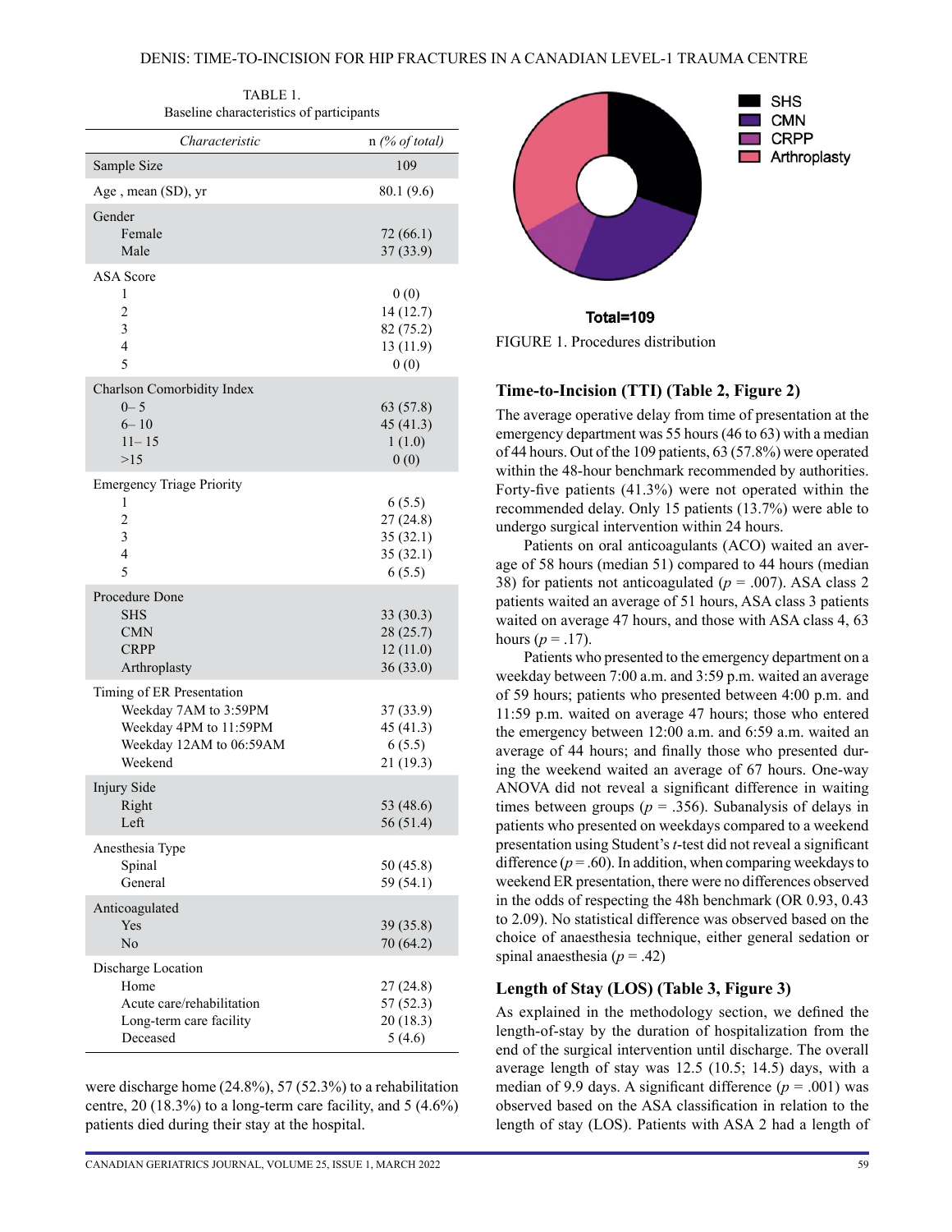TABLE 1.
Baseline characteristics of participants

| Characteristic | n (% of total) |
|---|---|
| Sample Size | 109 |
| Age , mean (SD), yr | 80.1 (9.6) |
| Gender | |
| Female | 72 (66.1) |
| Male | 37 (33.9) |
| ASA Score | |
| 1 | 0 (0) |
| 2 | 14 (12.7) |
| 3 | 82 (75.2) |
| 4 | 13 (11.9) |
| 5 | 0 (0) |
| Charlson Comorbidity Index | |
| 0– 5 | 63 (57.8) |
| 6– 10 | 45 (41.3) |
| 11– 15 | 1 (1.0) |
| >15 | 0 (0) |
| Emergency Triage Priority | |
| 1 | 6 (5.5) |
| 2 | 27 (24.8) |
| 3 | 35 (32.1) |
| 4 | 35 (32.1) |
| 5 | 6 (5.5) |
| Procedure Done | |
| SHS | 33 (30.3) |
| CMN | 28 (25.7) |
| CRPP | 12 (11.0) |
| Arthroplasty | 36 (33.0) |
| Timing of ER Presentation | |
| Weekday 7AM to 3:59PM | 37 (33.9) |
| Weekday 4PM to 11:59PM | 45 (41.3) |
| Weekday 12AM to 06:59AM | 6 (5.5) |
| Weekend | 21 (19.3) |
| Injury Side | |
| Right | 53 (48.6) |
| Left | 56 (51.4) |
| Anesthesia Type | |
| Spinal | 50 (45.8) |
| General | 59 (54.1) |
| Anticoagulated | |
| Yes | 39 (35.8) |
| No | 70 (64.2) |
| Discharge Location | |
| Home | 27 (24.8) |
| Acute care/rehabilitation | 57 (52.3) |
| Long-term care facility | 20 (18.3) |
| Deceased | 5 (4.6) |

were discharge home (24.8%), 57 (52.3%) to a rehabilitation centre, 20 (18.3%) to a long-term care facility, and 5 (4.6%) patients died during their stay at the hospital.

SHS
CMN
CRPP
Arthroplasty

**Total=109**

FIGURE 1. Procedures distribution

### Time-to-Incision (TTI) (Table 2, Figure 2)

The average operative delay from time of presentation at the emergency department was 55 hours (46 to 63) with a median of 44 hours. Out of the 109 patients, 63 (57.8%) were operated within the 48-hour benchmark recommended by authorities. Forty-five patients (41.3%) were not operated within the recommended delay. Only 15 patients (13.7%) were able to undergo surgical intervention within 24 hours.

Patients on oral anticoagulants (ACO) waited an average of 58 hours (median 51) compared to 44 hours (median 38) for patients not anticoagulated ($p = .007$). ASA class 2 patients waited an average of 51 hours, ASA class 3 patients waited on average 47 hours, and those with ASA class 4, 63 hours ($p = .17$).

Patients who presented to the emergency department on a weekday between 7:00 a.m. and 3:59 p.m. waited an average of 59 hours; patients who presented between 4:00 p.m. and 11:59 p.m. waited on average 47 hours; those who entered the emergency between 12:00 a.m. and 6:59 a.m. waited an average of 44 hours; and finally those who presented during the weekend waited an average of 67 hours. One-way ANOVA did not reveal a significant difference in waiting times between groups ($p = .356$). Subanalysis of delays in patients who presented on weekdays compared to a weekend presentation using Student's *t*-test did not reveal a significant difference ($p = .60$). In addition, when comparing weekdays to weekend ER presentation, there were no differences observed in the odds of respecting the 48h benchmark (OR 0.93, 0.43 to 2.09). No statistical difference was observed based on the choice of anaesthesia technique, either general sedation or spinal anaesthesia ($p = .42$)

### Length of Stay (LOS) (Table 3, Figure 3)

As explained in the methodology section, we defined the length-of-stay by the duration of hospitalization from the end of the surgical intervention until discharge. The overall average length of stay was 12.5 (10.5; 14.5) days, with a median of 9.9 days. A significant difference ($p = .001$) was observed based on the ASA classification in relation to the length of stay (LOS). Patients with ASA 2 had a length of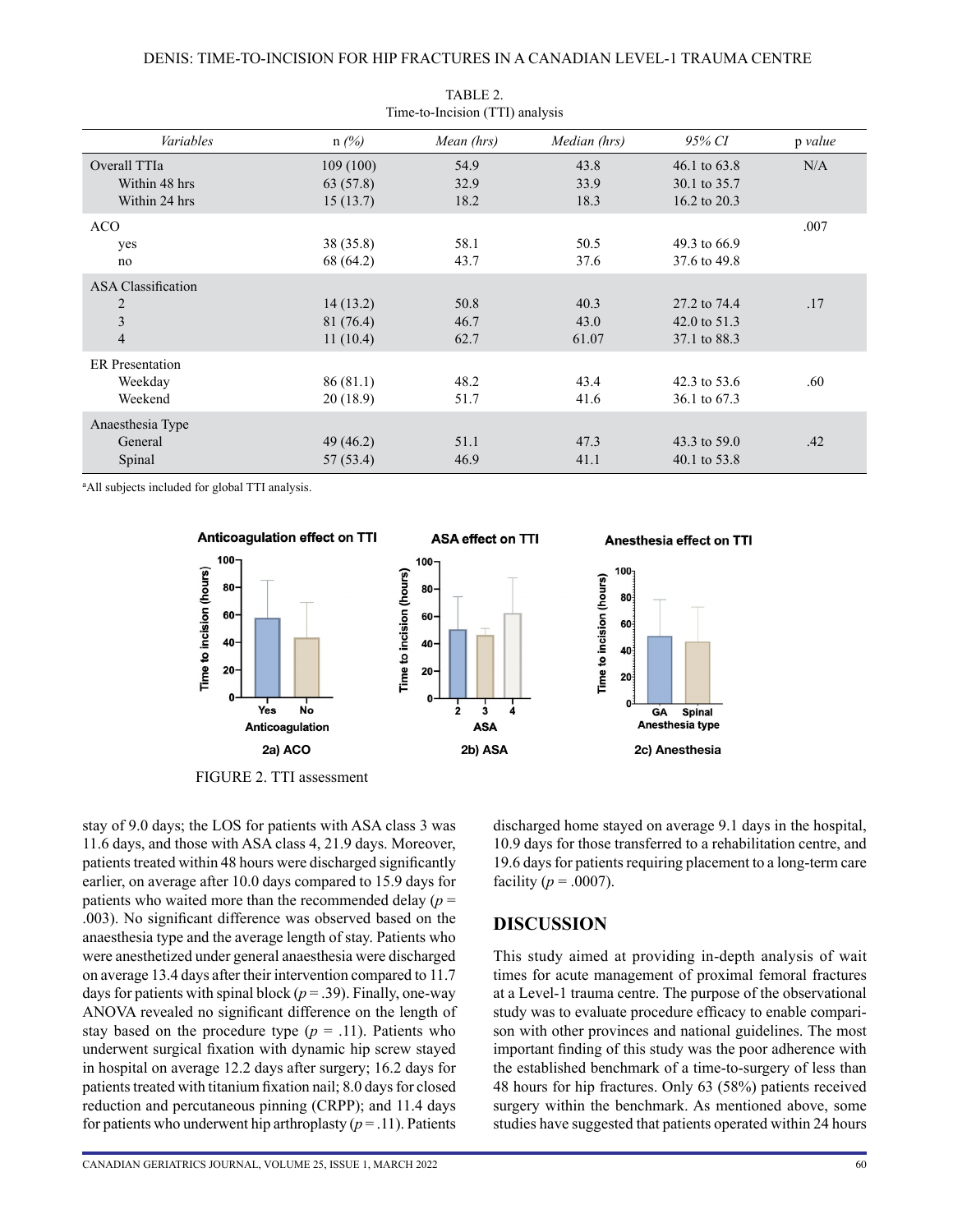TABLE 2.
Time-to-Incision (TTI) analysis

| *Variables* | n *(%)* | *Mean (hrs)* | *Median (hrs)* | *95% CI* | p *value* |
|---|---|---|---|---|---|
| Overall TTIa | 109 (100) | 54.9 | 43.8 | 46.1 to 63.8 | N/A |
| Within 48 hrs | 63 (57.8) | 32.9 | 33.9 | 30.1 to 35.7 | |
| Within 24 hrs | 15 (13.7) | 18.2 | 18.3 | 16.2 to 20.3 | |
| ACO | | | | | .007 |
| yes | 38 (35.8) | 58.1 | 50.5 | 49.3 to 66.9 | |
| no | 68 (64.2) | 43.7 | 37.6 | 37.6 to 49.8 | |
| ASA Classification | | | | | |
| 2 | 14 (13.2) | 50.8 | 40.3 | 27.2 to 74.4 | .17 |
| 3 | 81 (76.4) | 46.7 | 43.0 | 42.0 to 51.3 | |
| 4 | 11 (10.4) | 62.7 | 61.07 | 37.1 to 88.3 | |
| ER Presentation | | | | | |
| Weekday | 86 (81.1) | 48.2 | 43.4 | 42.3 to 53.6 | .60 |
| Weekend | 20 (18.9) | 51.7 | 41.6 | 36.1 to 67.3 | |
| Anaesthesia Type | | | | | |
| General | 49 (46.2) | 51.1 | 47.3 | 43.3 to 59.0 | .42 |
| Spinal | 57 (53.4) | 46.9 | 41.1 | 40.1 to 53.8 | |

[a]All subjects included for global TTI analysis.

FIGURE 2. TTI assessment

stay of 9.0 days; the LOS for patients with ASA class 3 was 11.6 days, and those with ASA class 4, 21.9 days. Moreover, patients treated within 48 hours were discharged significantly earlier, on average after 10.0 days compared to 15.9 days for patients who waited more than the recommended delay ($p$ = .003). No significant difference was observed based on the anaesthesia type and the average length of stay. Patients who were anesthetized under general anaesthesia were discharged on average 13.4 days after their intervention compared to 11.7 days for patients with spinal block ($p$ = .39). Finally, one-way ANOVA revealed no significant difference on the length of stay based on the procedure type ($p$ = .11). Patients who underwent surgical fixation with dynamic hip screw stayed in hospital on average 12.2 days after surgery; 16.2 days for patients treated with titanium fixation nail; 8.0 days for closed reduction and percutaneous pinning (CRPP); and 11.4 days for patients who underwent hip arthroplasty ($p$ = .11). Patients discharged home stayed on average 9.1 days in the hospital, 10.9 days for those transferred to a rehabilitation centre, and 19.6 days for patients requiring placement to a long-term care facility ($p$ = .0007).

## DISCUSSION

This study aimed at providing in-depth analysis of wait times for acute management of proximal femoral fractures at a Level-1 trauma centre. The purpose of the observational study was to evaluate procedure efficacy to enable comparison with other provinces and national guidelines. The most important finding of this study was the poor adherence with the established benchmark of a time-to-surgery of less than 48 hours for hip fractures. Only 63 (58%) patients received surgery within the benchmark. As mentioned above, some studies have suggested that patients operated within 24 hours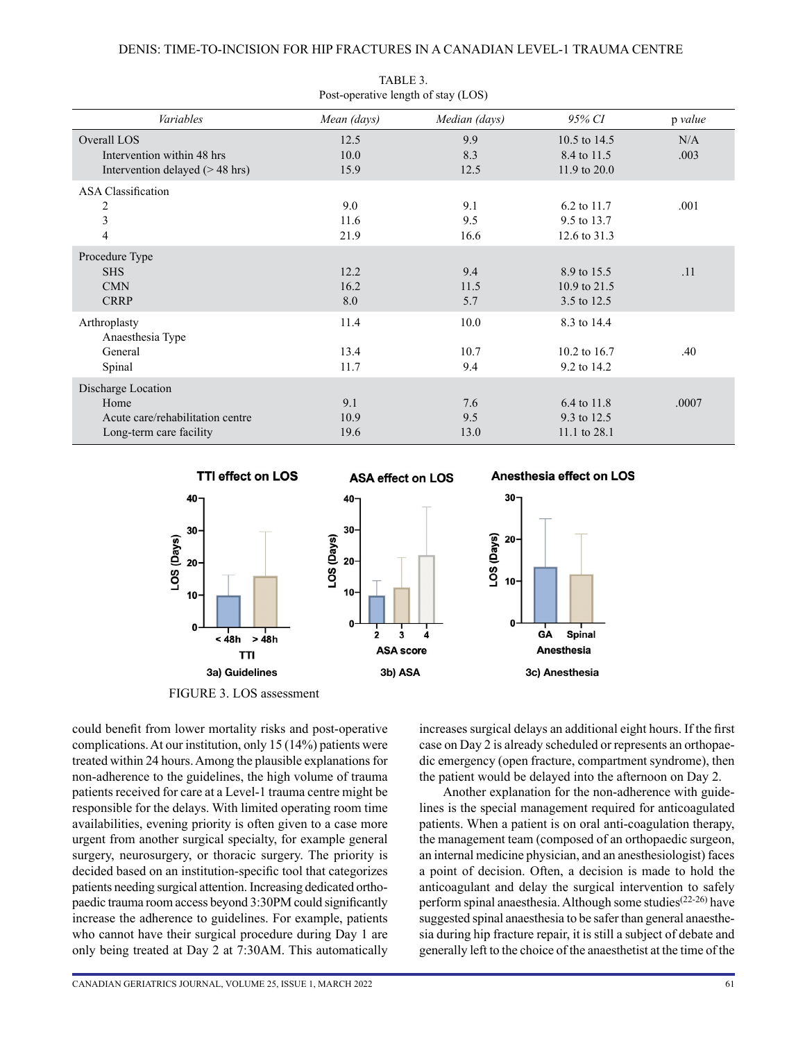TABLE 3.
Post-operative length of stay (LOS)

| *Variables* | *Mean (days)* | *Median (days)* | *95% CI* | p *value* |
|---|---|---|---|---|
| Overall LOS | 12.5 | 9.9 | 10.5 to 14.5 | N/A |
| Intervention within 48 hrs | 10.0 | 8.3 | 8.4 to 11.5 | .003 |
| Intervention delayed (> 48 hrs) | 15.9 | 12.5 | 11.9 to 20.0 | |
| ASA Classification | | | | |
| 2 | 9.0 | 9.1 | 6.2 to 11.7 | .001 |
| 3 | 11.6 | 9.5 | 9.5 to 13.7 | |
| 4 | 21.9 | 16.6 | 12.6 to 31.3 | |
| Procedure Type | | | | |
| SHS | 12.2 | 9.4 | 8.9 to 15.5 | .11 |
| CMN | 16.2 | 11.5 | 10.9 to 21.5 | |
| CRRP | 8.0 | 5.7 | 3.5 to 12.5 | |
| Arthroplasty | 11.4 | 10.0 | 8.3 to 14.4 | |
| Anaesthesia Type | | | | |
| General | 13.4 | 10.7 | 10.2 to 16.7 | .40 |
| Spinal | 11.7 | 9.4 | 9.2 to 14.2 | |
| Discharge Location | | | | |
| Home | 9.1 | 7.6 | 6.4 to 11.8 | .0007 |
| Acute care/rehabilitation centre | 10.9 | 9.5 | 9.3 to 12.5 | |
| Long-term care facility | 19.6 | 13.0 | 11.1 to 28.1 | |

FIGURE 3. LOS assessment

could benefit from lower mortality risks and post-operative complications. At our institution, only 15 (14%) patients were treated within 24 hours. Among the plausible explanations for non-adherence to the guidelines, the high volume of trauma patients received for care at a Level-1 trauma centre might be responsible for the delays. With limited operating room time availabilities, evening priority is often given to a case more urgent from another surgical specialty, for example general surgery, neurosurgery, or thoracic surgery. The priority is decided based on an institution-specific tool that categorizes patients needing surgical attention. Increasing dedicated orthopaedic trauma room access beyond 3:30PM could significantly increase the adherence to guidelines. For example, patients who cannot have their surgical procedure during Day 1 are only being treated at Day 2 at 7:30AM. This automatically increases surgical delays an additional eight hours. If the first case on Day 2 is already scheduled or represents an orthopaedic emergency (open fracture, compartment syndrome), then the patient would be delayed into the afternoon on Day 2.

Another explanation for the non-adherence with guidelines is the special management required for anticoagulated patients. When a patient is on oral anti-coagulation therapy, the management team (composed of an orthopaedic surgeon, an internal medicine physician, and an anesthesiologist) faces a point of decision. Often, a decision is made to hold the anticoagulant and delay the surgical intervention to safely perform spinal anaesthesia. Although some studies[22-26] have suggested spinal anaesthesia to be safer than general anaesthesia during hip fracture repair, it is still a subject of debate and generally left to the choice of the anaesthetist at the time of the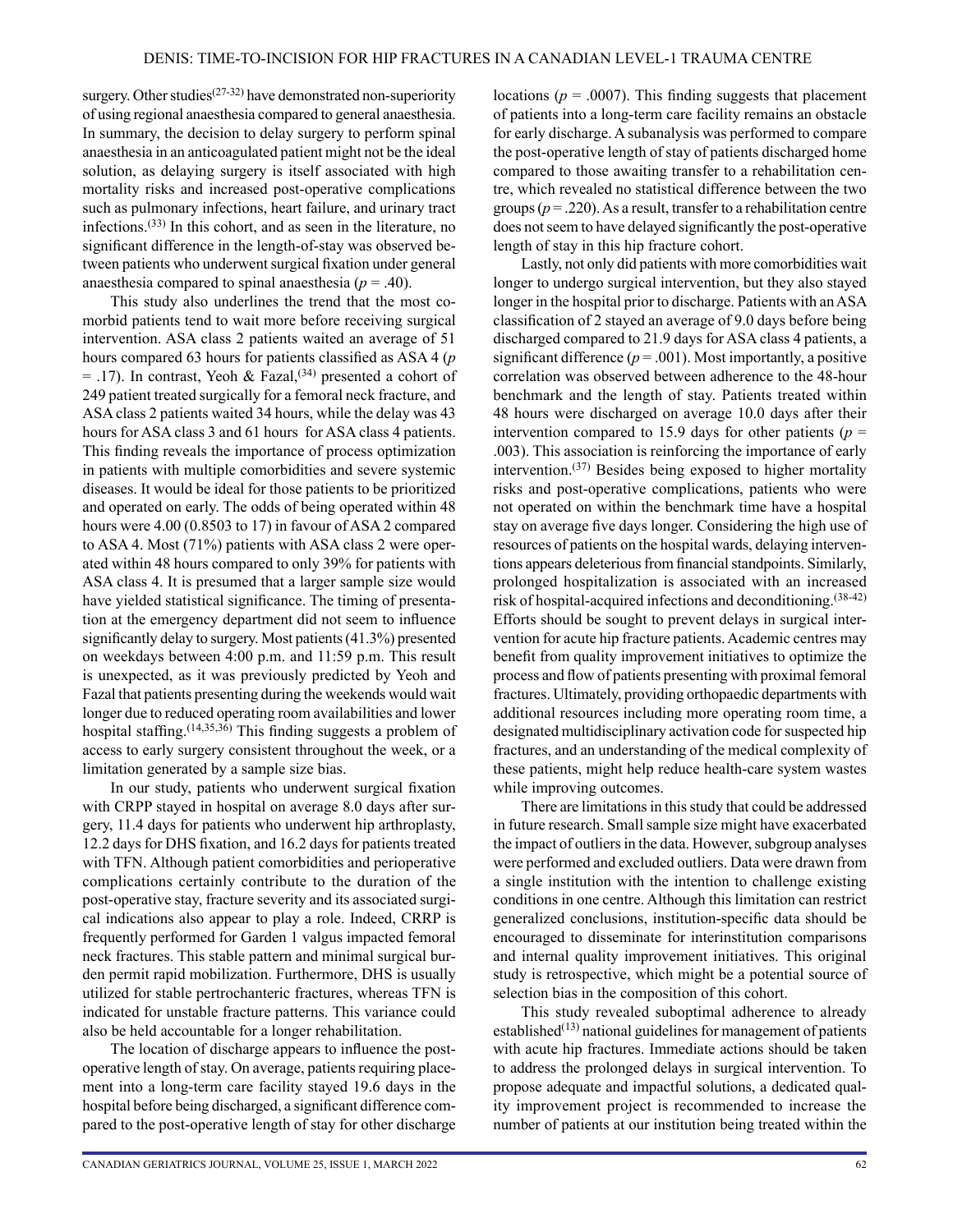surgery. Other studies[27-32] have demonstrated non-superiority of using regional anaesthesia compared to general anaesthesia. In summary, the decision to delay surgery to perform spinal anaesthesia in an anticoagulated patient might not be the ideal solution, as delaying surgery is itself associated with high mortality risks and increased post-operative complications such as pulmonary infections, heart failure, and urinary tract infections.[33] In this cohort, and as seen in the literature, no significant difference in the length-of-stay was observed between patients who underwent surgical fixation under general anaesthesia compared to spinal anaesthesia ($p = .40$).

This study also underlines the trend that the most comorbid patients tend to wait more before receiving surgical intervention. ASA class 2 patients waited an average of 51 hours compared 63 hours for patients classified as ASA 4 ($p = .17$). In contrast, Yeoh & Fazal,[34] presented a cohort of 249 patient treated surgically for a femoral neck fracture, and ASA class 2 patients waited 34 hours, while the delay was 43 hours for ASA class 3 and 61 hours for ASA class 4 patients. This finding reveals the importance of process optimization in patients with multiple comorbidities and severe systemic diseases. It would be ideal for those patients to be prioritized and operated on early. The odds of being operated within 48 hours were 4.00 (0.8503 to 17) in favour of ASA 2 compared to ASA 4. Most (71%) patients with ASA class 2 were operated within 48 hours compared to only 39% for patients with ASA class 4. It is presumed that a larger sample size would have yielded statistical significance. The timing of presentation at the emergency department did not seem to influence significantly delay to surgery. Most patients (41.3%) presented on weekdays between 4:00 p.m. and 11:59 p.m. This result is unexpected, as it was previously predicted by Yeoh and Fazal that patients presenting during the weekends would wait longer due to reduced operating room availabilities and lower hospital staffing.[14,35,36] This finding suggests a problem of access to early surgery consistent throughout the week, or a limitation generated by a sample size bias.

In our study, patients who underwent surgical fixation with CRPP stayed in hospital on average 8.0 days after surgery, 11.4 days for patients who underwent hip arthroplasty, 12.2 days for DHS fixation, and 16.2 days for patients treated with TFN. Although patient comorbidities and perioperative complications certainly contribute to the duration of the post-operative stay, fracture severity and its associated surgical indications also appear to play a role. Indeed, CRRP is frequently performed for Garden 1 valgus impacted femoral neck fractures. This stable pattern and minimal surgical burden permit rapid mobilization. Furthermore, DHS is usually utilized for stable pertrochanteric fractures, whereas TFN is indicated for unstable fracture patterns. This variance could also be held accountable for a longer rehabilitation.

The location of discharge appears to influence the post-operative length of stay. On average, patients requiring placement into a long-term care facility stayed 19.6 days in the hospital before being discharged, a significant difference compared to the post-operative length of stay for other discharge locations ($p = .0007$). This finding suggests that placement of patients into a long-term care facility remains an obstacle for early discharge. A subanalysis was performed to compare the post-operative length of stay of patients discharged home compared to those awaiting transfer to a rehabilitation centre, which revealed no statistical difference between the two groups ($p = .220$). As a result, transfer to a rehabilitation centre does not seem to have delayed significantly the post-operative length of stay in this hip fracture cohort.

Lastly, not only did patients with more comorbidities wait longer to undergo surgical intervention, but they also stayed longer in the hospital prior to discharge. Patients with an ASA classification of 2 stayed an average of 9.0 days before being discharged compared to 21.9 days for ASA class 4 patients, a significant difference ($p = .001$). Most importantly, a positive correlation was observed between adherence to the 48-hour benchmark and the length of stay. Patients treated within 48 hours were discharged on average 10.0 days after their intervention compared to 15.9 days for other patients ($p = .003$). This association is reinforcing the importance of early intervention.[37] Besides being exposed to higher mortality risks and post-operative complications, patients who were not operated on within the benchmark time have a hospital stay on average five days longer. Considering the high use of resources of patients on the hospital wards, delaying interventions appears deleterious from financial standpoints. Similarly, prolonged hospitalization is associated with an increased risk of hospital-acquired infections and deconditioning.[38-42] Efforts should be sought to prevent delays in surgical intervention for acute hip fracture patients. Academic centres may benefit from quality improvement initiatives to optimize the process and flow of patients presenting with proximal femoral fractures. Ultimately, providing orthopaedic departments with additional resources including more operating room time, a designated multidisciplinary activation code for suspected hip fractures, and an understanding of the medical complexity of these patients, might help reduce health-care system wastes while improving outcomes.

There are limitations in this study that could be addressed in future research. Small sample size might have exacerbated the impact of outliers in the data. However, subgroup analyses were performed and excluded outliers. Data were drawn from a single institution with the intention to challenge existing conditions in one centre. Although this limitation can restrict generalized conclusions, institution-specific data should be encouraged to disseminate for interinstitution comparisons and internal quality improvement initiatives. This original study is retrospective, which might be a potential source of selection bias in the composition of this cohort.

This study revealed suboptimal adherence to already established[13] national guidelines for management of patients with acute hip fractures. Immediate actions should be taken to address the prolonged delays in surgical intervention. To propose adequate and impactful solutions, a dedicated quality improvement project is recommended to increase the number of patients at our institution being treated within the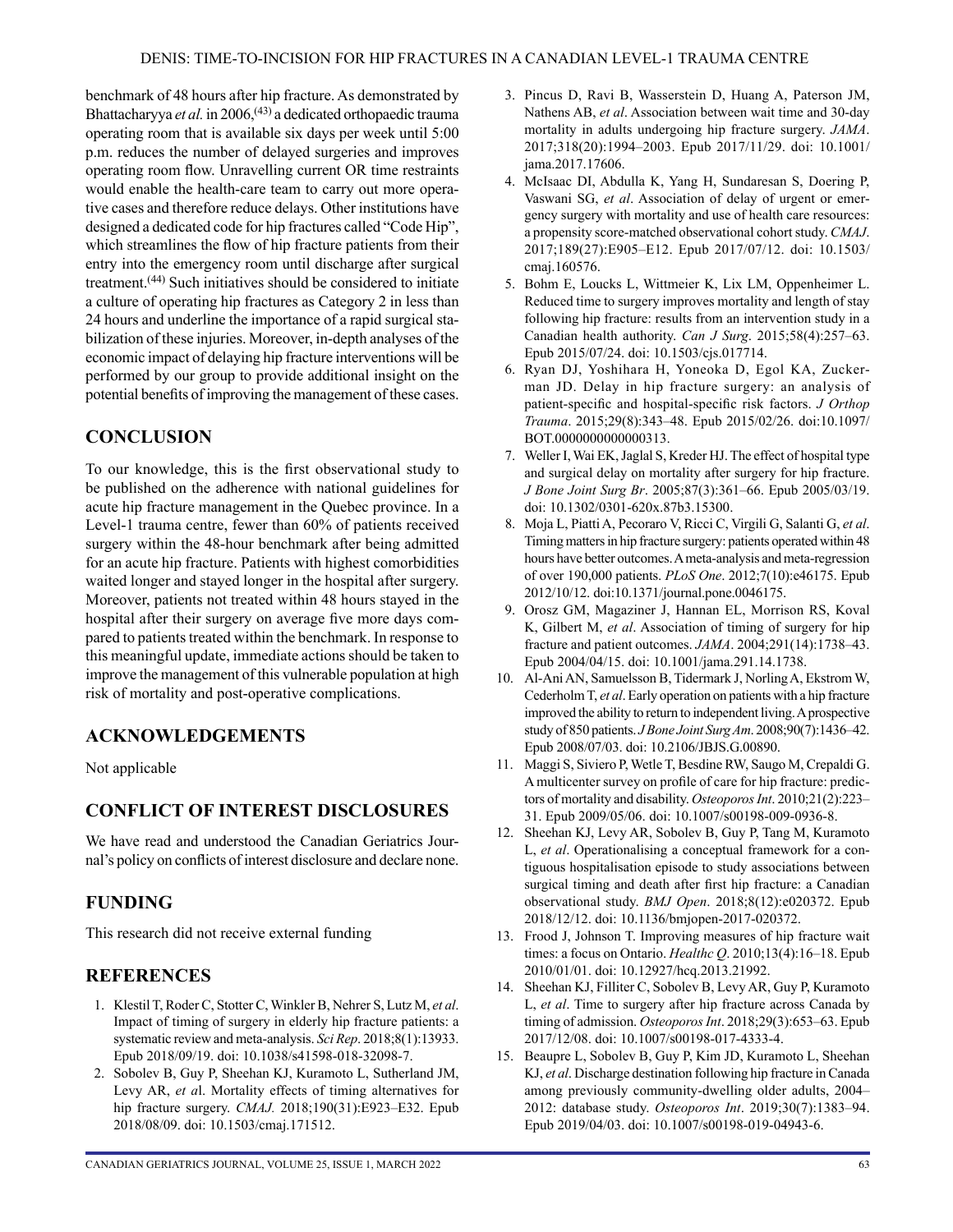benchmark of 48 hours after hip fracture. As demonstrated by Bhattacharyya *et al.* in 2006,[43] a dedicated orthopaedic trauma operating room that is available six days per week until 5:00 p.m. reduces the number of delayed surgeries and improves operating room flow. Unravelling current OR time restraints would enable the health-care team to carry out more operative cases and therefore reduce delays. Other institutions have designed a dedicated code for hip fractures called "Code Hip", which streamlines the flow of hip fracture patients from their entry into the emergency room until discharge after surgical treatment.[44] Such initiatives should be considered to initiate a culture of operating hip fractures as Category 2 in less than 24 hours and underline the importance of a rapid surgical stabilization of these injuries. Moreover, in-depth analyses of the economic impact of delaying hip fracture interventions will be performed by our group to provide additional insight on the potential benefits of improving the management of these cases.

## CONCLUSION

To our knowledge, this is the first observational study to be published on the adherence with national guidelines for acute hip fracture management in the Quebec province. In a Level-1 trauma centre, fewer than 60% of patients received surgery within the 48-hour benchmark after being admitted for an acute hip fracture. Patients with highest comorbidities waited longer and stayed longer in the hospital after surgery. Moreover, patients not treated within 48 hours stayed in the hospital after their surgery on average five more days compared to patients treated within the benchmark. In response to this meaningful update, immediate actions should be taken to improve the management of this vulnerable population at high risk of mortality and post-operative complications.

## ACKNOWLEDGEMENTS

Not applicable

## CONFLICT OF INTEREST DISCLOSURES

We have read and understood the Canadian Geriatrics Journal's policy on conflicts of interest disclosure and declare none.

## FUNDING

This research did not receive external funding

## REFERENCES

1. Klestil T, Roder C, Stotter C, Winkler B, Nehrer S, Lutz M, *et al*. Impact of timing of surgery in elderly hip fracture patients: a systematic review and meta-analysis. *Sci Rep*. 2018;8(1):13933. Epub 2018/09/19. doi: 10.1038/s41598-018-32098-7.
2. Sobolev B, Guy P, Sheehan KJ, Kuramoto L, Sutherland JM, Levy AR, *et a*l. Mortality effects of timing alternatives for hip fracture surgery. *CMAJ.* 2018;190(31):E923–E32. Epub 2018/08/09. doi: 10.1503/cmaj.171512.
3. Pincus D, Ravi B, Wasserstein D, Huang A, Paterson JM, Nathens AB, *et al*. Association between wait time and 30-day mortality in adults undergoing hip fracture surgery. *JAMA*. 2017;318(20):1994–2003. Epub 2017/11/29. doi: 10.1001/jama.2017.17606.
4. McIsaac DI, Abdulla K, Yang H, Sundaresan S, Doering P, Vaswani SG, *et al*. Association of delay of urgent or emergency surgery with mortality and use of health care resources: a propensity score-matched observational cohort study. *CMAJ*. 2017;189(27):E905–E12. Epub 2017/07/12. doi: 10.1503/cmaj.160576.
5. Bohm E, Loucks L, Wittmeier K, Lix LM, Oppenheimer L. Reduced time to surgery improves mortality and length of stay following hip fracture: results from an intervention study in a Canadian health authority. *Can J Surg*. 2015;58(4):257–63. Epub 2015/07/24. doi: 10.1503/cjs.017714.
6. Ryan DJ, Yoshihara H, Yoneoka D, Egol KA, Zuckerman JD. Delay in hip fracture surgery: an analysis of patient-specific and hospital-specific risk factors. *J Orthop Trauma*. 2015;29(8):343–48. Epub 2015/02/26. doi:10.1097/BOT.0000000000000313.
7. Weller I, Wai EK, Jaglal S, Kreder HJ. The effect of hospital type and surgical delay on mortality after surgery for hip fracture. *J Bone Joint Surg Br*. 2005;87(3):361–66. Epub 2005/03/19. doi: 10.1302/0301-620x.87b3.15300.
8. Moja L, Piatti A, Pecoraro V, Ricci C, Virgili G, Salanti G, *et al*. Timing matters in hip fracture surgery: patients operated within 48 hours have better outcomes. A meta-analysis and meta-regression of over 190,000 patients. *PLoS One*. 2012;7(10):e46175. Epub 2012/10/12. doi:10.1371/journal.pone.0046175.
9. Orosz GM, Magaziner J, Hannan EL, Morrison RS, Koval K, Gilbert M, *et al*. Association of timing of surgery for hip fracture and patient outcomes. *JAMA*. 2004;291(14):1738–43. Epub 2004/04/15. doi: 10.1001/jama.291.14.1738.
10. Al-Ani AN, Samuelsson B, Tidermark J, Norling A, Ekstrom W, Cederholm T, *et al*. Early operation on patients with a hip fracture improved the ability to return to independent living. A prospective study of 850 patients. *J Bone Joint Surg Am*. 2008;90(7):1436–42. Epub 2008/07/03. doi: 10.2106/JBJS.G.00890.
11. Maggi S, Siviero P, Wetle T, Besdine RW, Saugo M, Crepaldi G. A multicenter survey on profile of care for hip fracture: predictors of mortality and disability. *Osteoporos Int*. 2010;21(2):223–31. Epub 2009/05/06. doi: 10.1007/s00198-009-0936-8.
12. Sheehan KJ, Levy AR, Sobolev B, Guy P, Tang M, Kuramoto L, *et al*. Operationalising a conceptual framework for a contiguous hospitalisation episode to study associations between surgical timing and death after first hip fracture: a Canadian observational study. *BMJ Open*. 2018;8(12):e020372. Epub 2018/12/12. doi: 10.1136/bmjopen-2017-020372.
13. Frood J, Johnson T. Improving measures of hip fracture wait times: a focus on Ontario. *Healthc Q*. 2010;13(4):16–18. Epub 2010/01/01. doi: 10.12927/hcq.2013.21992.
14. Sheehan KJ, Filliter C, Sobolev B, Levy AR, Guy P, Kuramoto L, *et al*. Time to surgery after hip fracture across Canada by timing of admission. *Osteoporos Int*. 2018;29(3):653–63. Epub 2017/12/08. doi: 10.1007/s00198-017-4333-4.
15. Beaupre L, Sobolev B, Guy P, Kim JD, Kuramoto L, Sheehan KJ, *et al*. Discharge destination following hip fracture in Canada among previously community-dwelling older adults, 2004–2012: database study. *Osteoporos Int*. 2019;30(7):1383–94. Epub 2019/04/03. doi: 10.1007/s00198-019-04943-6.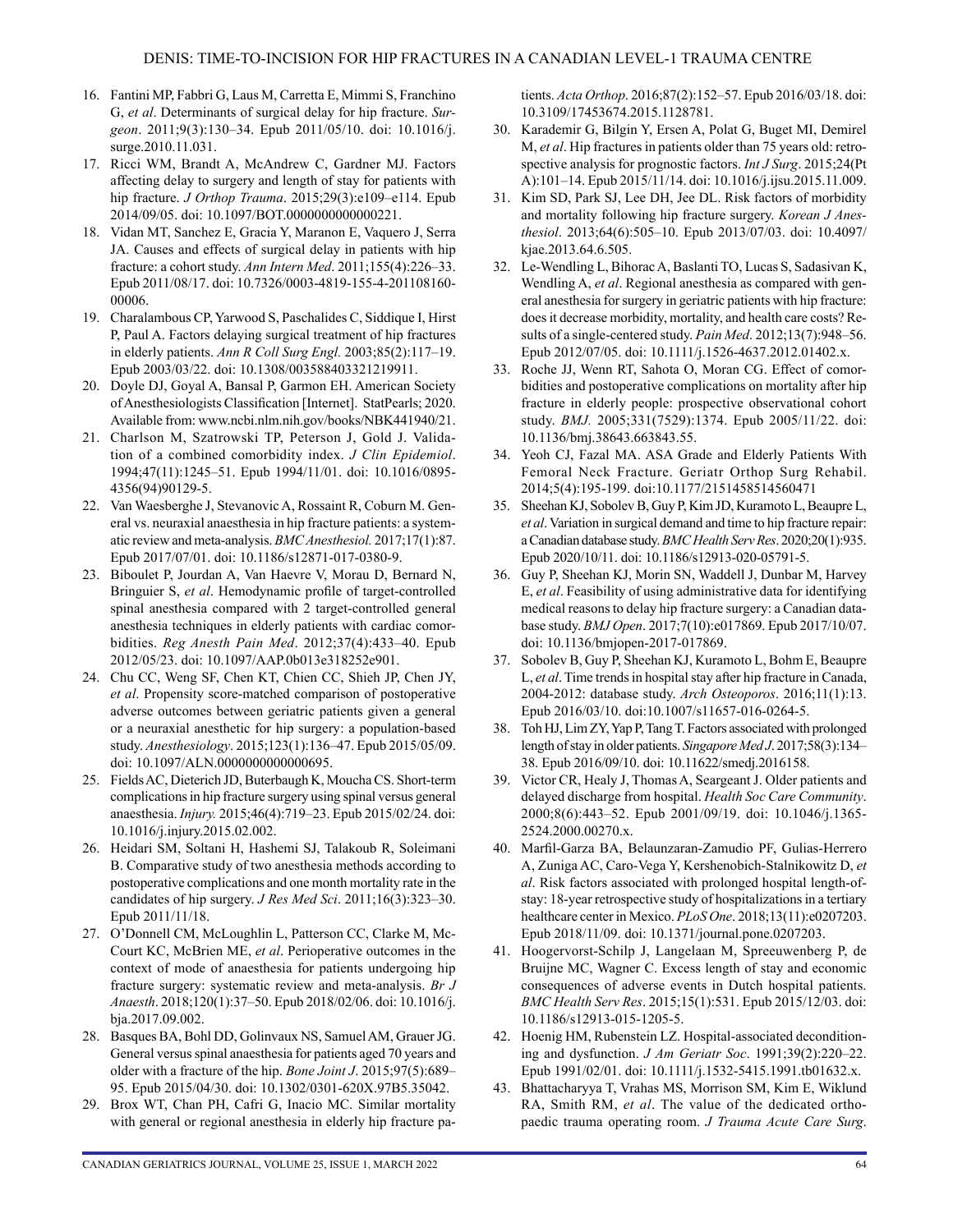16. Fantini MP, Fabbri G, Laus M, Carretta E, Mimmi S, Franchino G, *et al*. Determinants of surgical delay for hip fracture. *Surgeon*. 2011;9(3):130–34. Epub 2011/05/10. doi: 10.1016/j.surge.2010.11.031.
17. Ricci WM, Brandt A, McAndrew C, Gardner MJ. Factors affecting delay to surgery and length of stay for patients with hip fracture. *J Orthop Trauma*. 2015;29(3):e109–e114. Epub 2014/09/05. doi: 10.1097/BOT.0000000000000221.
18. Vidan MT, Sanchez E, Gracia Y, Maranon E, Vaquero J, Serra JA. Causes and effects of surgical delay in patients with hip fracture: a cohort study. *Ann Intern Med*. 2011;155(4):226–33. Epub 2011/08/17. doi: 10.7326/0003-4819-155-4-201108160-00006.
19. Charalambous CP, Yarwood S, Paschalides C, Siddique I, Hirst P, Paul A. Factors delaying surgical treatment of hip fractures in elderly patients. *Ann R Coll Surg Engl.* 2003;85(2):117–19. Epub 2003/03/22. doi: 10.1308/003588403321219911.
20. Doyle DJ, Goyal A, Bansal P, Garmon EH. American Society of Anesthesiologists Classification [Internet]. StatPearls; 2020. Available from: www.ncbi.nlm.nih.gov/books/NBK441940/21.
21. Charlson M, Szatrowski TP, Peterson J, Gold J. Validation of a combined comorbidity index. *J Clin Epidemiol*. 1994;47(11):1245–51. Epub 1994/11/01. doi: 10.1016/0895-4356(94)90129-5.
22. Van Waesberghe J, Stevanovic A, Rossaint R, Coburn M. General vs. neuraxial anaesthesia in hip fracture patients: a systematic review and meta-analysis. *BMC Anesthesiol.* 2017;17(1):87. Epub 2017/07/01. doi: 10.1186/s12871-017-0380-9.
23. Biboulet P, Jourdan A, Van Haevre V, Morau D, Bernard N, Bringuier S, *et al*. Hemodynamic profile of target-controlled spinal anesthesia compared with 2 target-controlled general anesthesia techniques in elderly patients with cardiac comorbidities. *Reg Anesth Pain Med*. 2012;37(4):433–40. Epub 2012/05/23. doi: 10.1097/AAP.0b013e318252e901.
24. Chu CC, Weng SF, Chen KT, Chien CC, Shieh JP, Chen JY, *et al*. Propensity score-matched comparison of postoperative adverse outcomes between geriatric patients given a general or a neuraxial anesthetic for hip surgery: a population-based study. *Anesthesiology*. 2015;123(1):136–47. Epub 2015/05/09. doi: 10.1097/ALN.0000000000000695.
25. Fields AC, Dieterich JD, Buterbaugh K, Moucha CS. Short-term complications in hip fracture surgery using spinal versus general anaesthesia. *Injury.* 2015;46(4):719–23. Epub 2015/02/24. doi: 10.1016/j.injury.2015.02.002.
26. Heidari SM, Soltani H, Hashemi SJ, Talakoub R, Soleimani B. Comparative study of two anesthesia methods according to postoperative complications and one month mortality rate in the candidates of hip surgery. *J Res Med Sci*. 2011;16(3):323–30. Epub 2011/11/18.
27. O'Donnell CM, McLoughlin L, Patterson CC, Clarke M, McCourt KC, McBrien ME, *et al*. Perioperative outcomes in the context of mode of anaesthesia for patients undergoing hip fracture surgery: systematic review and meta-analysis. *Br J Anaesth*. 2018;120(1):37–50. Epub 2018/02/06. doi: 10.1016/j.bja.2017.09.002.
28. Basques BA, Bohl DD, Golinvaux NS, Samuel AM, Grauer JG. General versus spinal anaesthesia for patients aged 70 years and older with a fracture of the hip. *Bone Joint J*. 2015;97(5):689–95. Epub 2015/04/30. doi: 10.1302/0301-620X.97B5.35042.
29. Brox WT, Chan PH, Cafri G, Inacio MC. Similar mortality with general or regional anesthesia in elderly hip fracture patients. *Acta Orthop*. 2016;87(2):152–57. Epub 2016/03/18. doi: 10.3109/17453674.2015.1128781.
30. Karademir G, Bilgin Y, Ersen A, Polat G, Buget MI, Demirel M, *et al*. Hip fractures in patients older than 75 years old: retrospective analysis for prognostic factors. *Int J Surg*. 2015;24(Pt A):101–14. Epub 2015/11/14. doi: 10.1016/j.ijsu.2015.11.009.
31. Kim SD, Park SJ, Lee DH, Jee DL. Risk factors of morbidity and mortality following hip fracture surgery. *Korean J Anesthesiol*. 2013;64(6):505–10. Epub 2013/07/03. doi: 10.4097/kjae.2013.64.6.505.
32. Le-Wendling L, Bihorac A, Baslanti TO, Lucas S, Sadasivan K, Wendling A, *et al*. Regional anesthesia as compared with general anesthesia for surgery in geriatric patients with hip fracture: does it decrease morbidity, mortality, and health care costs? Results of a single-centered study. *Pain Med*. 2012;13(7):948–56. Epub 2012/07/05. doi: 10.1111/j.1526-4637.2012.01402.x.
33. Roche JJ, Wenn RT, Sahota O, Moran CG. Effect of comorbidities and postoperative complications on mortality after hip fracture in elderly people: prospective observational cohort study. *BMJ.* 2005;331(7529):1374. Epub 2005/11/22. doi: 10.1136/bmj.38643.663843.55.
34. Yeoh CJ, Fazal MA. ASA Grade and Elderly Patients With Femoral Neck Fracture. Geriatr Orthop Surg Rehabil. 2014;5(4):195-199. doi:10.1177/2151458514560471
35. Sheehan KJ, Sobolev B, Guy P, Kim JD, Kuramoto L, Beaupre L, *et al*. Variation in surgical demand and time to hip fracture repair: a Canadian database study. *BMC Health Serv Res*. 2020;20(1):935. Epub 2020/10/11. doi: 10.1186/s12913-020-05791-5.
36. Guy P, Sheehan KJ, Morin SN, Waddell J, Dunbar M, Harvey E, *et al*. Feasibility of using administrative data for identifying medical reasons to delay hip fracture surgery: a Canadian database study. *BMJ Open*. 2017;7(10):e017869. Epub 2017/10/07. doi: 10.1136/bmjopen-2017-017869.
37. Sobolev B, Guy P, Sheehan KJ, Kuramoto L, Bohm E, Beaupre L, *et al*. Time trends in hospital stay after hip fracture in Canada, 2004-2012: database study. *Arch Osteoporos*. 2016;11(1):13. Epub 2016/03/10. doi:10.1007/s11657-016-0264-5.
38. Toh HJ, Lim ZY, Yap P, Tang T. Factors associated with prolonged length of stay in older patients. *Singapore Med J*. 2017;58(3):134–38. Epub 2016/09/10. doi: 10.11622/smedj.2016158.
39. Victor CR, Healy J, Thomas A, Seargeant J. Older patients and delayed discharge from hospital. *Health Soc Care Community*. 2000;8(6):443–52. Epub 2001/09/19. doi: 10.1046/j.1365-2524.2000.00270.x.
40. Marfil-Garza BA, Belaunzaran-Zamudio PF, Gulias-Herrero A, Zuniga AC, Caro-Vega Y, Kershenobich-Stalnikowitz D, *et al*. Risk factors associated with prolonged hospital length-of-stay: 18-year retrospective study of hospitalizations in a tertiary healthcare center in Mexico. *PLoS One*. 2018;13(11):e0207203. Epub 2018/11/09. doi: 10.1371/journal.pone.0207203.
41. Hoogervorst-Schilp J, Langelaan M, Spreeuwenberg P, de Bruijne MC, Wagner C. Excess length of stay and economic consequences of adverse events in Dutch hospital patients. *BMC Health Serv Res*. 2015;15(1):531. Epub 2015/12/03. doi: 10.1186/s12913-015-1205-5.
42. Hoenig HM, Rubenstein LZ. Hospital-associated deconditioning and dysfunction. *J Am Geriatr Soc*. 1991;39(2):220–22. Epub 1991/02/01. doi: 10.1111/j.1532-5415.1991.tb01632.x.
43. Bhattacharyya T, Vrahas MS, Morrison SM, Kim E, Wiklund RA, Smith RM, *et al*. The value of the dedicated orthopaedic trauma operating room. *J Trauma Acute Care Surg*.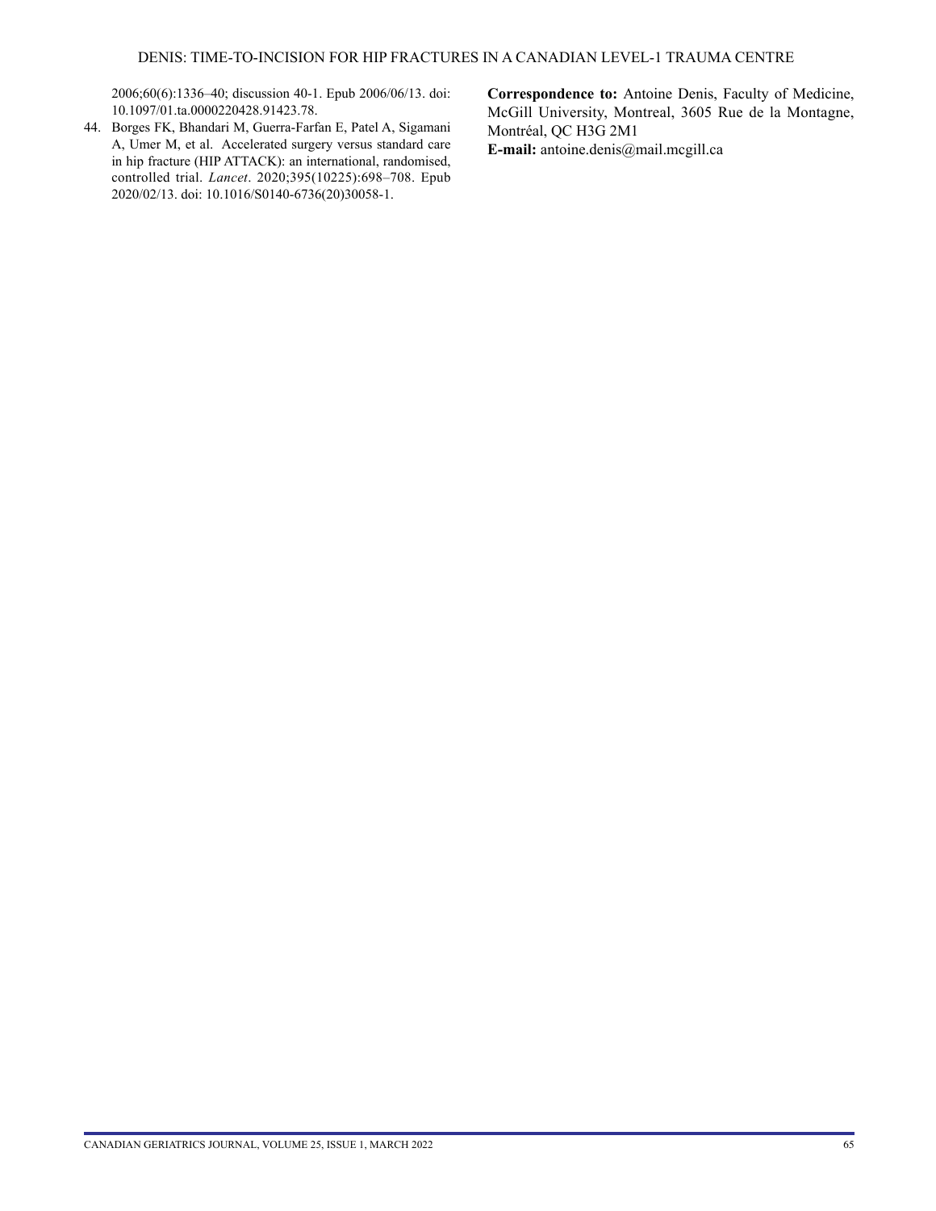2006;60(6):1336–40; discussion 40-1. Epub 2006/06/13. doi: 10.1097/01.ta.0000220428.91423.78.

44. Borges FK, Bhandari M, Guerra-Farfan E, Patel A, Sigamani A, Umer M, et al. Accelerated surgery versus standard care in hip fracture (HIP ATTACK): an international, randomised, controlled trial. *Lancet*. 2020;395(10225):698–708. Epub 2020/02/13. doi: 10.1016/S0140-6736(20)30058-1.

**Correspondence to:** Antoine Denis, Faculty of Medicine, McGill University, Montreal, 3605 Rue de la Montagne, Montréal, QC H3G 2M1

**E-mail:** antoine.denis@mail.mcgill.ca